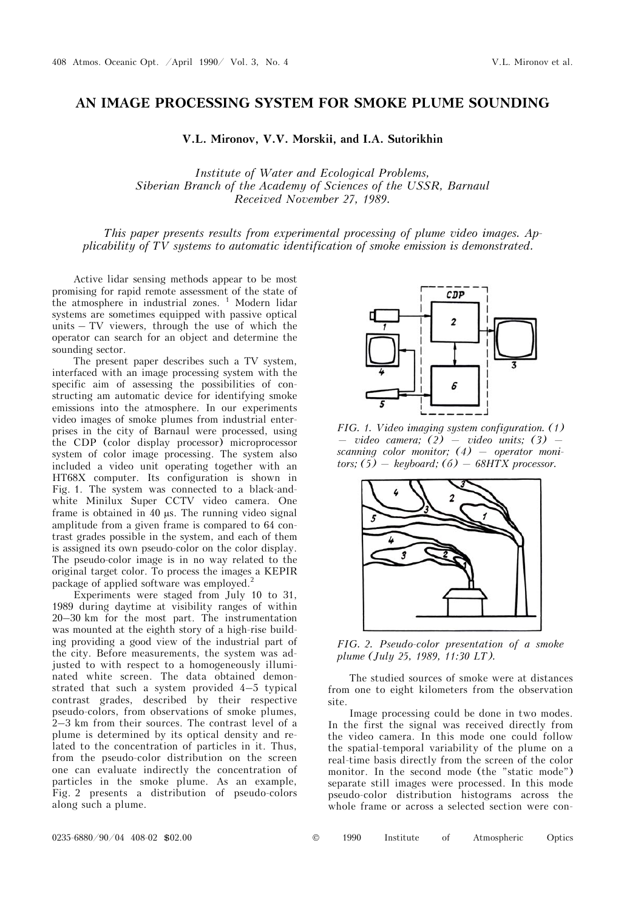# AN IMAGE PROCESSING SYSTEM FOR SMOKE PLUME SOUNDING

**V.L. Mironov, V.V. Morskii, and I.A. Sutorikhin**

*Institute of Water and Ecological Problems,*
*Siberian Branch of the Academy of Sciences of the USSR, Barnaul*
*Received November 27, 1989.*

*This paper presents results from experimental processing of plume video images. Applicability of TV systems to automatic identification of smoke emission is demonstrated.*

Active lidar sensing methods appear to be most promising for rapid remote assessment of the state of the atmosphere in industrial zones.[1] Modern lidar systems are sometimes equipped with passive optical units – TV viewers, through the use of which the operator can search for an object and determine the sounding sector.

The present paper describes such a TV system, interfaced with an image processing system with the specific aim of assessing the possibilities of constructing am automatic device for identifying smoke emissions into the atmosphere. In our experiments video images of smoke plumes from industrial enterprises in the city of Barnaul were processed, using the CDP (color display processor) microprocessor system of color image processing. The system also included a video unit operating together with an HT68X computer. Its configuration is shown in Fig. 1. The system was connected to a black-and-white Minilux Super CCTV video camera. One frame is obtained in 40 μs. The running video signal amplitude from a given frame is compared to 64 contrast grades possible in the system, and each of them is assigned its own pseudo-color on the color display. The pseudo-color image is in no way related to the original target color. To process the images a KEPIR package of applied software was employed.[2]

Experiments were staged from July 10 to 31, 1989 during daytime at visibility ranges of within 20–30 km for the most part. The instrumentation was mounted at the eighth story of a high-rise building providing a good view of the industrial part of the city. Before measurements, the system was adjusted to with respect to a homogeneously illuminated white screen. The data obtained demonstrated that such a system provided 4–5 typical contrast grades, described by their respective pseudo-colors, from observations of smoke plumes, 2–3 km from their sources. The contrast level of a plume is determined by its optical density and related to the concentration of particles in it. Thus, from the pseudo-color distribution on the screen one can evaluate indirectly the concentration of particles in the smoke plume. As an example, Fig. 2 presents a distribution of pseudo-colors along such a plume.

*FIG. 1. Video imaging system configuration. (1) – video camera; (2) – video units; (3) – scanning color monitor; (4) – operator monitors; (5) – keyboard; (6) – 68HTX processor.*

*FIG. 2. Pseudo-color presentation of a smoke plume (July 25, 1989, 11:30 LT).*

The studied sources of smoke were at distances from one to eight kilometers from the observation site.

Image processing could be done in two modes. In the first the signal was received directly from the video camera. In this mode one could follow the spatial-temporal variability of the plume on a real-time basis directly from the screen of the color monitor. In the second mode (the "static mode") separate still images were processed. In this mode pseudo-color distribution histograms across the whole frame or across a selected section were con-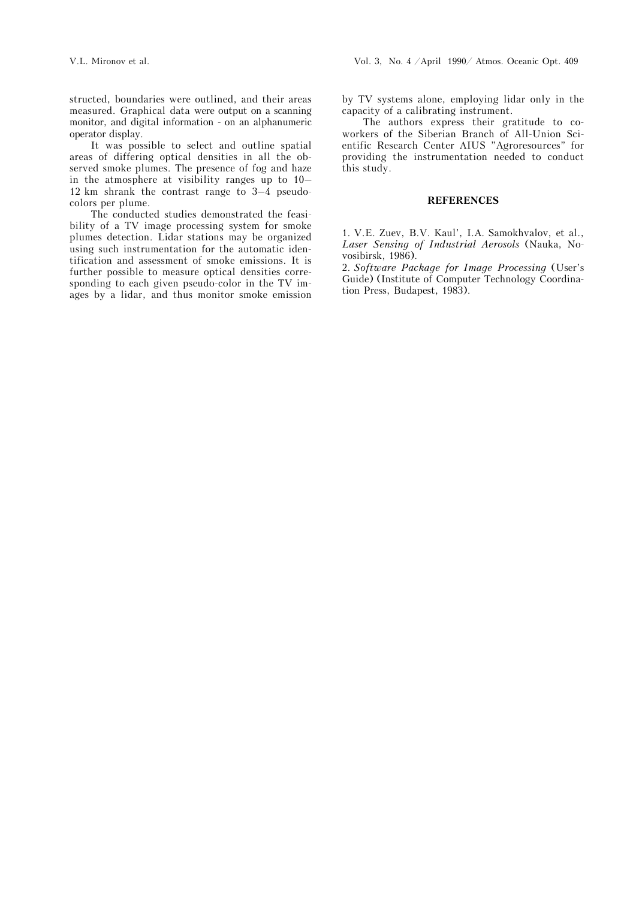structed, boundaries were outlined, and their areas measured. Graphical data were output on a scanning monitor, and digital information - on an alphanumeric operator display.

It was possible to select and outline spatial areas of differing optical densities in all the observed smoke plumes. The presence of fog and haze in the atmosphere at visibility ranges up to 10–12 km shrank the contrast range to 3–4 pseudo-colors per plume.

The conducted studies demonstrated the feasibility of a TV image processing system for smoke plumes detection. Lidar stations may be organized using such instrumentation for the automatic identification and assessment of smoke emissions. It is further possible to measure optical densities corresponding to each given pseudo-color in the TV images by a lidar, and thus monitor smoke emission by TV systems alone, employing lidar only in the capacity of a calibrating instrument.

The authors express their gratitude to co-workers of the Siberian Branch of All-Union Scientific Research Center AIUS "Agroresources" for providing the instrumentation needed to conduct this study.

## REFERENCES

1. V.E. Zuev, B.V. Kaul', I.A. Samokhvalov, et al., *Laser Sensing of Industrial Aerosols* (Nauka, Novosibirsk, 1986).
2. *Software Package for Image Processing* (User's Guide) (Institute of Computer Technology Coordination Press, Budapest, 1983).